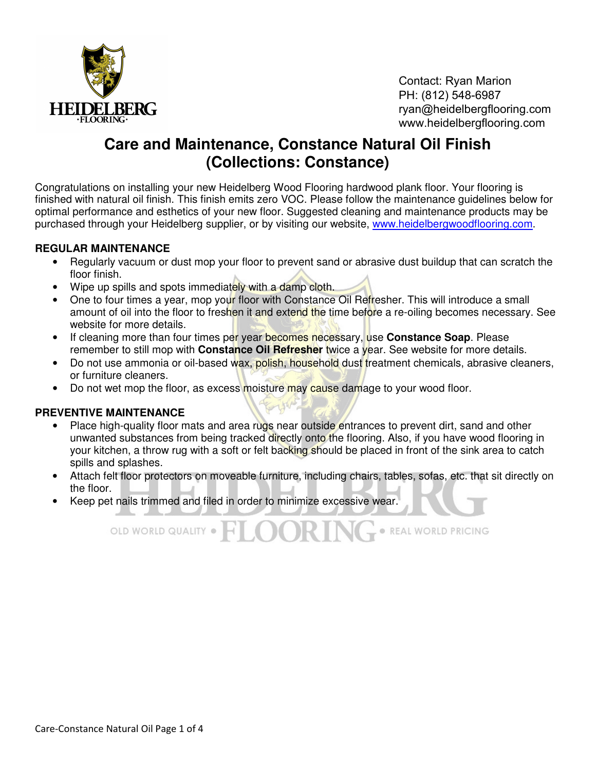Contact: Ryan Marion
PH: (812) 548-6987
ryan@heidelbergflooring.com
www.heidelbergflooring.com

# Care and Maintenance, Constance Natural Oil Finish (Collections: Constance)

Congratulations on installing your new Heidelberg Wood Flooring hardwood plank floor. Your flooring is finished with natural oil finish. This finish emits zero VOC. Please follow the maintenance guidelines below for optimal performance and esthetics of your new floor. Suggested cleaning and maintenance products may be purchased through your Heidelberg supplier, or by visiting our website, www.heidelbergwoodflooring.com.

**REGULAR MAINTENANCE**

- Regularly vacuum or dust mop your floor to prevent sand or abrasive dust buildup that can scratch the floor finish.
- Wipe up spills and spots immediately with a damp cloth.
- One to four times a year, mop your floor with Constance Oil Refresher. This will introduce a small amount of oil into the floor to freshen it and extend the time before a re-oiling becomes necessary. See website for more details.
- If cleaning more than four times per year becomes necessary, use **Constance Soap**. Please remember to still mop with **Constance Oil Refresher** twice a year. See website for more details.
- Do not use ammonia or oil-based wax, polish, household dust treatment chemicals, abrasive cleaners, or furniture cleaners.
- Do not wet mop the floor, as excess moisture may cause damage to your wood floor.

**PREVENTIVE MAINTENANCE**

- Place high-quality floor mats and area rugs near outside entrances to prevent dirt, sand and other unwanted substances from being tracked directly onto the flooring. Also, if you have wood flooring in your kitchen, a throw rug with a soft or felt backing should be placed in front of the sink area to catch spills and splashes.
- Attach felt floor protectors on moveable furniture, including chairs, tables, sofas, etc. that sit directly on the floor.
- Keep pet nails trimmed and filed in order to minimize excessive wear.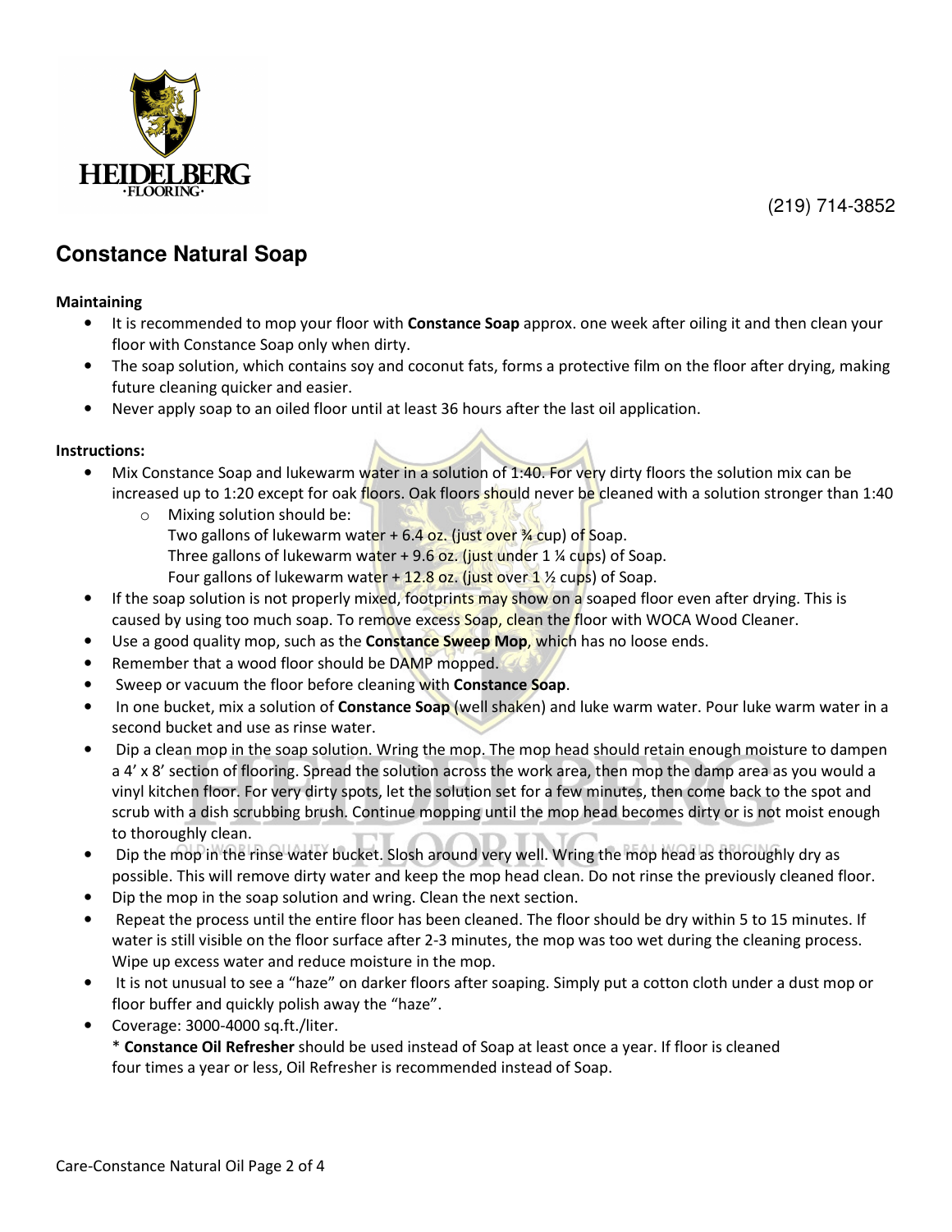(219) 714-3852

## Constance Natural Soap

**Maintaining**

- It is recommended to mop your floor with **Constance Soap** approx. one week after oiling it and then clean your floor with Constance Soap only when dirty.
- The soap solution, which contains soy and coconut fats, forms a protective film on the floor after drying, making future cleaning quicker and easier.
- Never apply soap to an oiled floor until at least 36 hours after the last oil application.

**Instructions:**

- Mix Constance Soap and lukewarm water in a solution of 1:40. For very dirty floors the solution mix can be increased up to 1:20 except for oak floors. Oak floors should never be cleaned with a solution stronger than 1:40
    - Mixing solution should be:
      Two gallons of lukewarm water + 6.4 oz. (just over ¾ cup) of Soap.
      Three gallons of lukewarm water + 9.6 oz. (just under 1 ¼ cups) of Soap.
      Four gallons of lukewarm water + 12.8 oz. (just over 1 ½ cups) of Soap.
- If the soap solution is not properly mixed, footprints may show on a soaped floor even after drying. This is caused by using too much soap. To remove excess Soap, clean the floor with WOCA Wood Cleaner.
- Use a good quality mop, such as the **Constance Sweep Mop**, which has no loose ends.
- Remember that a wood floor should be DAMP mopped.
- Sweep or vacuum the floor before cleaning with **Constance Soap**.
- In one bucket, mix a solution of **Constance Soap** (well shaken) and luke warm water. Pour luke warm water in a second bucket and use as rinse water.
- Dip a clean mop in the soap solution. Wring the mop. The mop head should retain enough moisture to dampen a 4' x 8' section of flooring. Spread the solution across the work area, then mop the damp area as you would a vinyl kitchen floor. For very dirty spots, let the solution set for a few minutes, then come back to the spot and scrub with a dish scrubbing brush. Continue mopping until the mop head becomes dirty or is not moist enough to thoroughly clean.
- Dip the mop in the rinse water bucket. Slosh around very well. Wring the mop head as thoroughly dry as possible. This will remove dirty water and keep the mop head clean. Do not rinse the previously cleaned floor.
- Dip the mop in the soap solution and wring. Clean the next section.
- Repeat the process until the entire floor has been cleaned. The floor should be dry within 5 to 15 minutes. If water is still visible on the floor surface after 2-3 minutes, the mop was too wet during the cleaning process. Wipe up excess water and reduce moisture in the mop.
- It is not unusual to see a "haze" on darker floors after soaping. Simply put a cotton cloth under a dust mop or floor buffer and quickly polish away the "haze".
- Coverage: 3000-4000 sq.ft./liter.
  * **Constance Oil Refresher** should be used instead of Soap at least once a year. If floor is cleaned four times a year or less, Oil Refresher is recommended instead of Soap.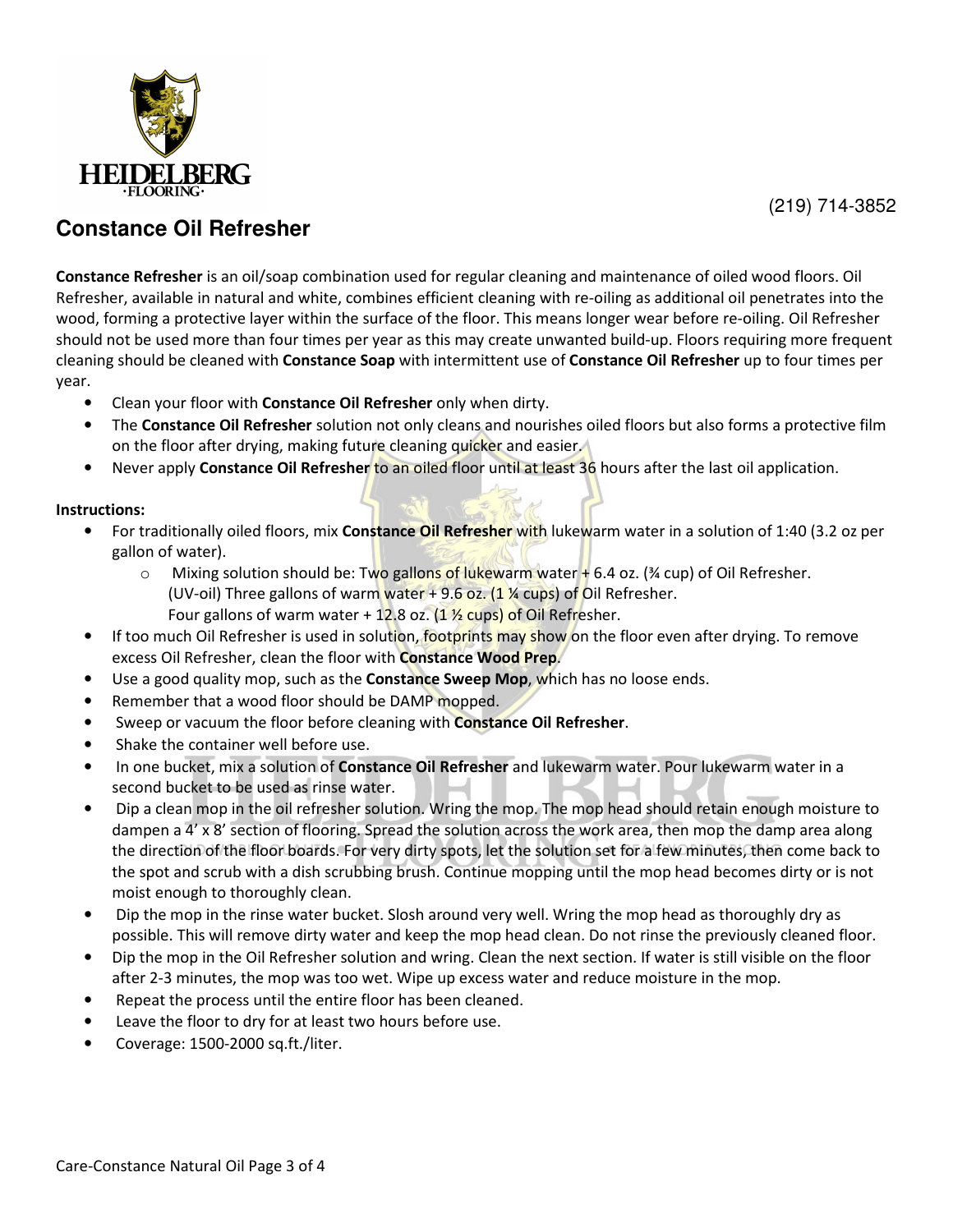HEIDELBERG
·FLOORING·

(219) 714-3852

## Constance Oil Refresher

**Constance Refresher** is an oil/soap combination used for regular cleaning and maintenance of oiled wood floors. Oil Refresher, available in natural and white, combines efficient cleaning with re-oiling as additional oil penetrates into the wood, forming a protective layer within the surface of the floor. This means longer wear before re-oiling. Oil Refresher should not be used more than four times per year as this may create unwanted build-up. Floors requiring more frequent cleaning should be cleaned with **Constance Soap** with intermittent use of **Constance Oil Refresher** up to four times per year.

- Clean your floor with **Constance Oil Refresher** only when dirty.
- The **Constance Oil Refresher** solution not only cleans and nourishes oiled floors but also forms a protective film on the floor after drying, making future cleaning quicker and easier.
- Never apply **Constance Oil Refresher** to an oiled floor until at least 36 hours after the last oil application.

**Instructions:**

- For traditionally oiled floors, mix **Constance Oil Refresher** with lukewarm water in a solution of 1:40 (3.2 oz per gallon of water).
    - Mixing solution should be: Two gallons of lukewarm water + 6.4 oz. (¾ cup) of Oil Refresher.
      (UV-oil) Three gallons of warm water + 9.6 oz. (1 ¼ cups) of Oil Refresher.
      Four gallons of warm water + 12.8 oz. (1 ½ cups) of Oil Refresher.
- If too much Oil Refresher is used in solution, footprints may show on the floor even after drying. To remove excess Oil Refresher, clean the floor with **Constance Wood Prep**.
- Use a good quality mop, such as the **Constance Sweep Mop**, which has no loose ends.
- Remember that a wood floor should be DAMP mopped.
- Sweep or vacuum the floor before cleaning with **Constance Oil Refresher**.
- Shake the container well before use.
- In one bucket, mix a solution of **Constance Oil Refresher** and lukewarm water. Pour lukewarm water in a second bucket to be used as rinse water.
- Dip a clean mop in the oil refresher solution. Wring the mop. The mop head should retain enough moisture to dampen a 4' x 8' section of flooring. Spread the solution across the work area, then mop the damp area along the direction of the floor boards. For very dirty spots, let the solution set for a few minutes, then come back to the spot and scrub with a dish scrubbing brush. Continue mopping until the mop head becomes dirty or is not moist enough to thoroughly clean.
- Dip the mop in the rinse water bucket. Slosh around very well. Wring the mop head as thoroughly dry as possible. This will remove dirty water and keep the mop head clean. Do not rinse the previously cleaned floor.
- Dip the mop in the Oil Refresher solution and wring. Clean the next section. If water is still visible on the floor after 2-3 minutes, the mop was too wet. Wipe up excess water and reduce moisture in the mop.
- Repeat the process until the entire floor has been cleaned.
- Leave the floor to dry for at least two hours before use.
- Coverage: 1500-2000 sq.ft./liter.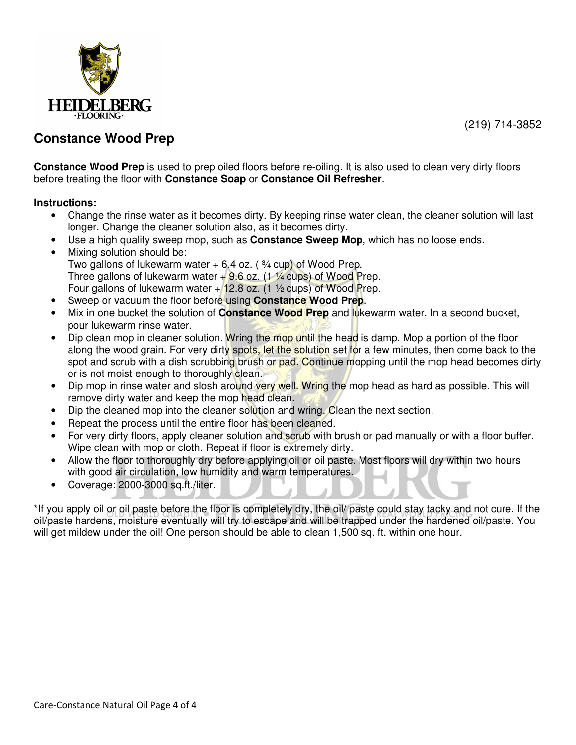(219) 714-3852

## Constance Wood Prep

**Constance Wood Prep** is used to prep oiled floors before re-oiling. It is also used to clean very dirty floors before treating the floor with **Constance Soap** or **Constance Oil Refresher**.

**Instructions:**

- Change the rinse water as it becomes dirty. By keeping rinse water clean, the cleaner solution will last longer. Change the cleaner solution also, as it becomes dirty.
- Use a high quality sweep mop, such as **Constance Sweep Mop**, which has no loose ends.
- Mixing solution should be:
  Two gallons of lukewarm water + 6.4 oz. ( ¾ cup) of Wood Prep.
  Three gallons of lukewarm water + 9.6 oz. (1 ¼ cups) of Wood Prep.
  Four gallons of lukewarm water + 12.8 oz. (1 ½ cups) of Wood Prep.
- Sweep or vacuum the floor before using **Constance Wood Prep**.
- Mix in one bucket the solution of **Constance Wood Prep** and lukewarm water. In a second bucket, pour lukewarm rinse water.
- Dip clean mop in cleaner solution. Wring the mop until the head is damp. Mop a portion of the floor along the wood grain. For very dirty spots, let the solution set for a few minutes, then come back to the spot and scrub with a dish scrubbing brush or pad. Continue mopping until the mop head becomes dirty or is not moist enough to thoroughly clean.
- Dip mop in rinse water and slosh around very well. Wring the mop head as hard as possible. This will remove dirty water and keep the mop head clean.
- Dip the cleaned mop into the cleaner solution and wring. Clean the next section.
- Repeat the process until the entire floor has been cleaned.
- For very dirty floors, apply cleaner solution and scrub with brush or pad manually or with a floor buffer. Wipe clean with mop or cloth. Repeat if floor is extremely dirty.
- Allow the floor to thoroughly dry before applying oil or oil paste. Most floors will dry within two hours with good air circulation, low humidity and warm temperatures.
- Coverage: 2000-3000 sq.ft./liter.

*If you apply oil or oil paste before the floor is completely dry, the oil/ paste could stay tacky and not cure. If the oil/paste hardens, moisture eventually will try to escape and will be trapped under the hardened oil/paste. You will get mildew under the oil! One person should be able to clean 1,500 sq. ft. within one hour.